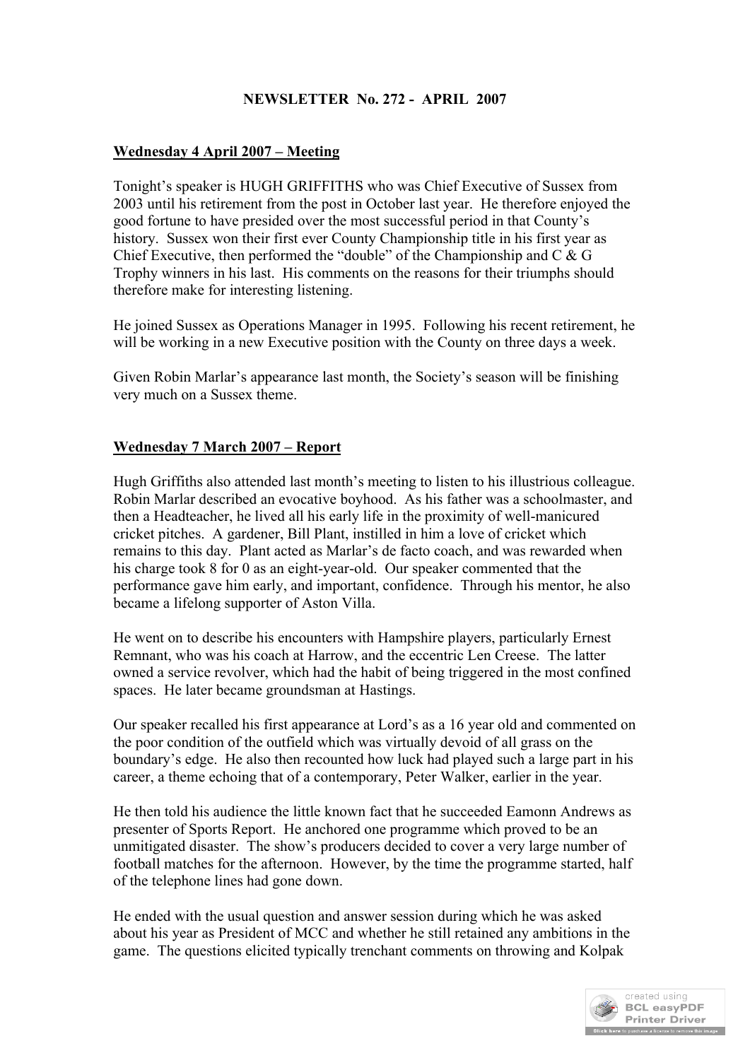**NEWSLETTER No. 272 - APRIL 2007**

**Wednesday 4 April 2007 – Meeting**

Tonight's speaker is HUGH GRIFFITHS who was Chief Executive of Sussex from 2003 until his retirement from the post in October last year. He therefore enjoyed the good fortune to have presided over the most successful period in that County's history. Sussex won their first ever County Championship title in his first year as Chief Executive, then performed the "double" of the Championship and C & G Trophy winners in his last. His comments on the reasons for their triumphs should therefore make for interesting listening.

He joined Sussex as Operations Manager in 1995. Following his recent retirement, he will be working in a new Executive position with the County on three days a week.

Given Robin Marlar's appearance last month, the Society's season will be finishing very much on a Sussex theme.

**Wednesday 7 March 2007 – Report**

Hugh Griffiths also attended last month's meeting to listen to his illustrious colleague. Robin Marlar described an evocative boyhood. As his father was a schoolmaster, and then a Headteacher, he lived all his early life in the proximity of well-manicured cricket pitches. A gardener, Bill Plant, instilled in him a love of cricket which remains to this day. Plant acted as Marlar's de facto coach, and was rewarded when his charge took 8 for 0 as an eight-year-old. Our speaker commented that the performance gave him early, and important, confidence. Through his mentor, he also became a lifelong supporter of Aston Villa.

He went on to describe his encounters with Hampshire players, particularly Ernest Remnant, who was his coach at Harrow, and the eccentric Len Creese. The latter owned a service revolver, which had the habit of being triggered in the most confined spaces. He later became groundsman at Hastings.

Our speaker recalled his first appearance at Lord's as a 16 year old and commented on the poor condition of the outfield which was virtually devoid of all grass on the boundary's edge. He also then recounted how luck had played such a large part in his career, a theme echoing that of a contemporary, Peter Walker, earlier in the year.

He then told his audience the little known fact that he succeeded Eamonn Andrews as presenter of Sports Report. He anchored one programme which proved to be an unmitigated disaster. The show's producers decided to cover a very large number of football matches for the afternoon. However, by the time the programme started, half of the telephone lines had gone down.

He ended with the usual question and answer session during which he was asked about his year as President of MCC and whether he still retained any ambitions in the game. The questions elicited typically trenchant comments on throwing and Kolpak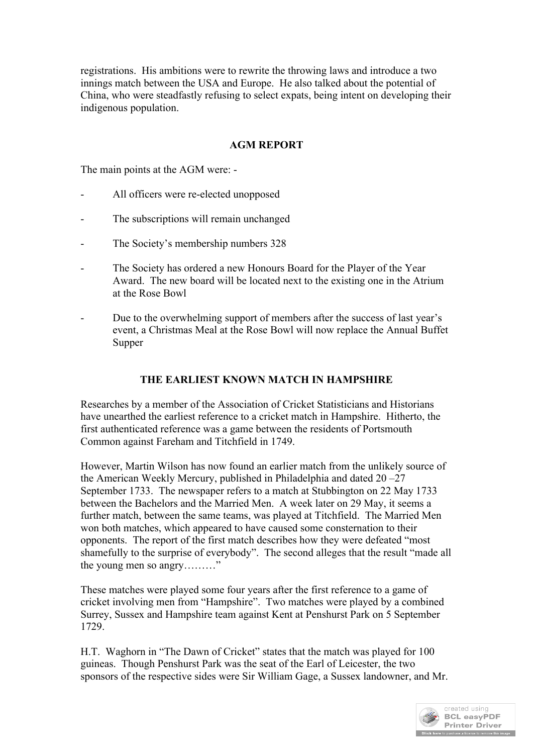registrations. His ambitions were to rewrite the throwing laws and introduce a two innings match between the USA and Europe. He also talked about the potential of China, who were steadfastly refusing to select expats, being intent on developing their indigenous population.

## AGM REPORT

The main points at the AGM were: -

- All officers were re-elected unopposed
- The subscriptions will remain unchanged
- The Society's membership numbers 328
- The Society has ordered a new Honours Board for the Player of the Year Award. The new board will be located next to the existing one in the Atrium at the Rose Bowl
- Due to the overwhelming support of members after the success of last year's event, a Christmas Meal at the Rose Bowl will now replace the Annual Buffet Supper

## THE EARLIEST KNOWN MATCH IN HAMPSHIRE

Researches by a member of the Association of Cricket Statisticians and Historians have unearthed the earliest reference to a cricket match in Hampshire. Hitherto, the first authenticated reference was a game between the residents of Portsmouth Common against Fareham and Titchfield in 1749.

However, Martin Wilson has now found an earlier match from the unlikely source of the American Weekly Mercury, published in Philadelphia and dated 20 –27 September 1733. The newspaper refers to a match at Stubbington on 22 May 1733 between the Bachelors and the Married Men. A week later on 29 May, it seems a further match, between the same teams, was played at Titchfield. The Married Men won both matches, which appeared to have caused some consternation to their opponents. The report of the first match describes how they were defeated "most shamefully to the surprise of everybody". The second alleges that the result "made all the young men so angry………"

These matches were played some four years after the first reference to a game of cricket involving men from "Hampshire". Two matches were played by a combined Surrey, Sussex and Hampshire team against Kent at Penshurst Park on 5 September 1729.

H.T. Waghorn in "The Dawn of Cricket" states that the match was played for 100 guineas. Though Penshurst Park was the seat of the Earl of Leicester, the two sponsors of the respective sides were Sir William Gage, a Sussex landowner, and Mr.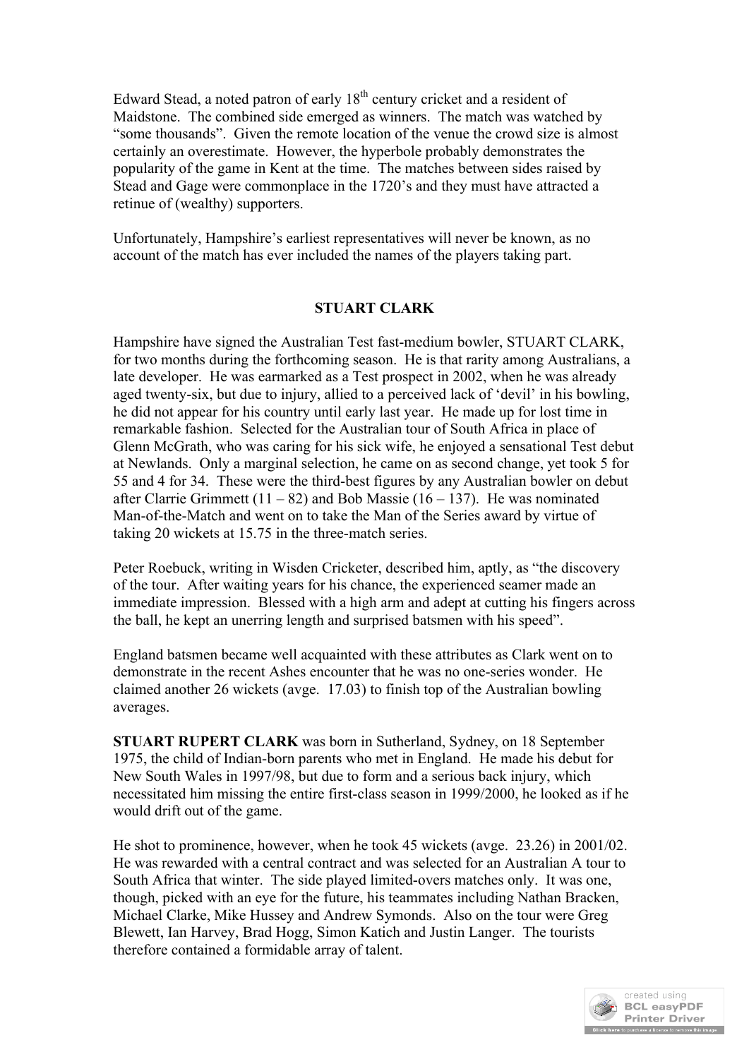Edward Stead, a noted patron of early 18th century cricket and a resident of Maidstone. The combined side emerged as winners. The match was watched by "some thousands". Given the remote location of the venue the crowd size is almost certainly an overestimate. However, the hyperbole probably demonstrates the popularity of the game in Kent at the time. The matches between sides raised by Stead and Gage were commonplace in the 1720's and they must have attracted a retinue of (wealthy) supporters.

Unfortunately, Hampshire's earliest representatives will never be known, as no account of the match has ever included the names of the players taking part.

## STUART CLARK

Hampshire have signed the Australian Test fast-medium bowler, STUART CLARK, for two months during the forthcoming season. He is that rarity among Australians, a late developer. He was earmarked as a Test prospect in 2002, when he was already aged twenty-six, but due to injury, allied to a perceived lack of 'devil' in his bowling, he did not appear for his country until early last year. He made up for lost time in remarkable fashion. Selected for the Australian tour of South Africa in place of Glenn McGrath, who was caring for his sick wife, he enjoyed a sensational Test debut at Newlands. Only a marginal selection, he came on as second change, yet took 5 for 55 and 4 for 34. These were the third-best figures by any Australian bowler on debut after Clarrie Grimmett (11 – 82) and Bob Massie (16 – 137). He was nominated Man-of-the-Match and went on to take the Man of the Series award by virtue of taking 20 wickets at 15.75 in the three-match series.

Peter Roebuck, writing in Wisden Cricketer, described him, aptly, as "the discovery of the tour. After waiting years for his chance, the experienced seamer made an immediate impression. Blessed with a high arm and adept at cutting his fingers across the ball, he kept an unerring length and surprised batsmen with his speed".

England batsmen became well acquainted with these attributes as Clark went on to demonstrate in the recent Ashes encounter that he was no one-series wonder. He claimed another 26 wickets (avge. 17.03) to finish top of the Australian bowling averages.

**STUART RUPERT CLARK** was born in Sutherland, Sydney, on 18 September 1975, the child of Indian-born parents who met in England. He made his debut for New South Wales in 1997/98, but due to form and a serious back injury, which necessitated him missing the entire first-class season in 1999/2000, he looked as if he would drift out of the game.

He shot to prominence, however, when he took 45 wickets (avge. 23.26) in 2001/02. He was rewarded with a central contract and was selected for an Australian A tour to South Africa that winter. The side played limited-overs matches only. It was one, though, picked with an eye for the future, his teammates including Nathan Bracken, Michael Clarke, Mike Hussey and Andrew Symonds. Also on the tour were Greg Blewett, Ian Harvey, Brad Hogg, Simon Katich and Justin Langer. The tourists therefore contained a formidable array of talent.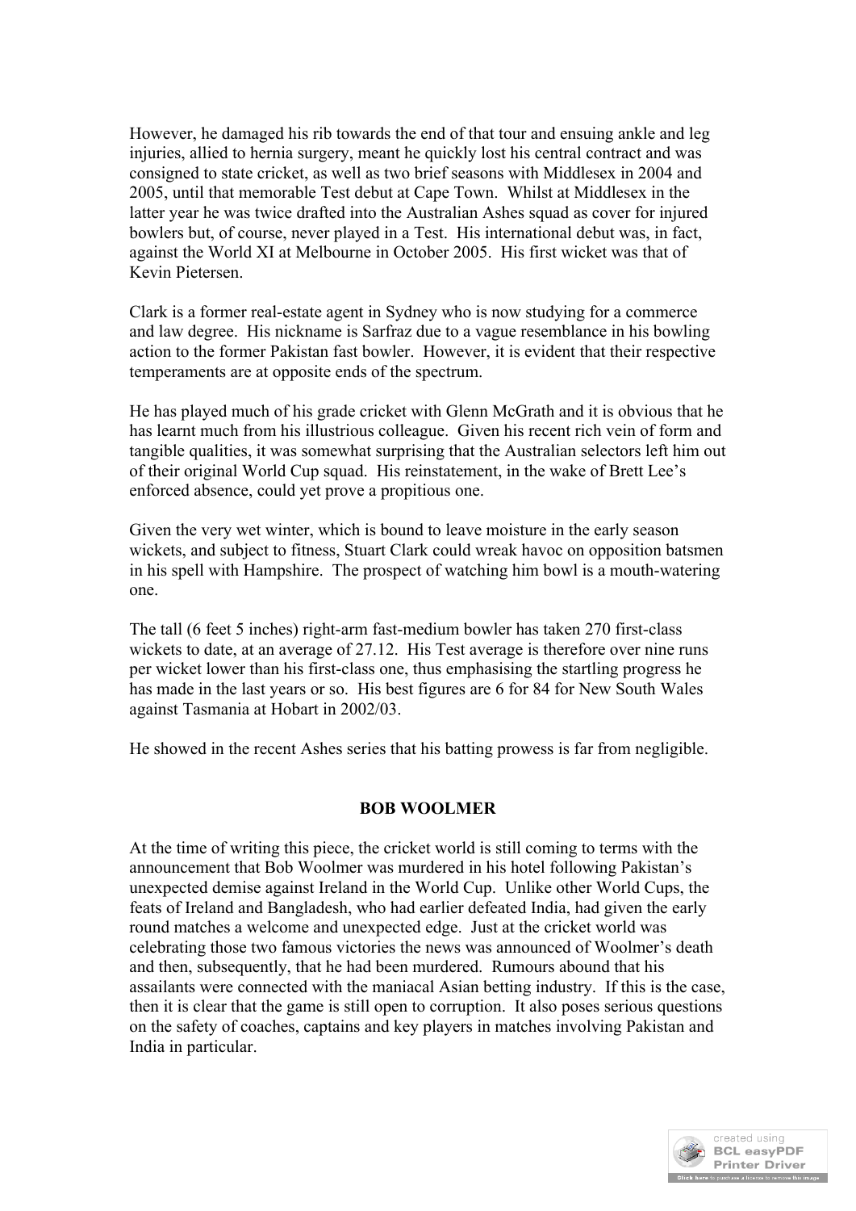However, he damaged his rib towards the end of that tour and ensuing ankle and leg injuries, allied to hernia surgery, meant he quickly lost his central contract and was consigned to state cricket, as well as two brief seasons with Middlesex in 2004 and 2005, until that memorable Test debut at Cape Town. Whilst at Middlesex in the latter year he was twice drafted into the Australian Ashes squad as cover for injured bowlers but, of course, never played in a Test. His international debut was, in fact, against the World XI at Melbourne in October 2005. His first wicket was that of Kevin Pietersen.

Clark is a former real-estate agent in Sydney who is now studying for a commerce and law degree. His nickname is Sarfraz due to a vague resemblance in his bowling action to the former Pakistan fast bowler. However, it is evident that their respective temperaments are at opposite ends of the spectrum.

He has played much of his grade cricket with Glenn McGrath and it is obvious that he has learnt much from his illustrious colleague. Given his recent rich vein of form and tangible qualities, it was somewhat surprising that the Australian selectors left him out of their original World Cup squad. His reinstatement, in the wake of Brett Lee's enforced absence, could yet prove a propitious one.

Given the very wet winter, which is bound to leave moisture in the early season wickets, and subject to fitness, Stuart Clark could wreak havoc on opposition batsmen in his spell with Hampshire. The prospect of watching him bowl is a mouth-watering one.

The tall (6 feet 5 inches) right-arm fast-medium bowler has taken 270 first-class wickets to date, at an average of 27.12. His Test average is therefore over nine runs per wicket lower than his first-class one, thus emphasising the startling progress he has made in the last years or so. His best figures are 6 for 84 for New South Wales against Tasmania at Hobart in 2002/03.

He showed in the recent Ashes series that his batting prowess is far from negligible.

## BOB WOOLMER

At the time of writing this piece, the cricket world is still coming to terms with the announcement that Bob Woolmer was murdered in his hotel following Pakistan's unexpected demise against Ireland in the World Cup. Unlike other World Cups, the feats of Ireland and Bangladesh, who had earlier defeated India, had given the early round matches a welcome and unexpected edge. Just at the cricket world was celebrating those two famous victories the news was announced of Woolmer's death and then, subsequently, that he had been murdered. Rumours abound that his assailants were connected with the maniacal Asian betting industry. If this is the case, then it is clear that the game is still open to corruption. It also poses serious questions on the safety of coaches, captains and key players in matches involving Pakistan and India in particular.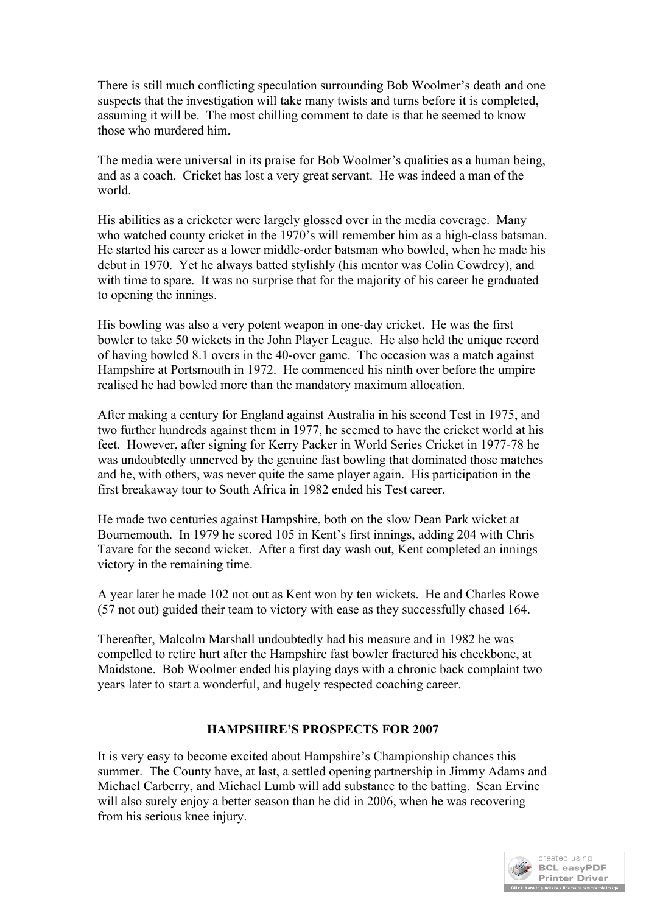There is still much conflicting speculation surrounding Bob Woolmer's death and one suspects that the investigation will take many twists and turns before it is completed, assuming it will be. The most chilling comment to date is that he seemed to know those who murdered him.

The media were universal in its praise for Bob Woolmer's qualities as a human being, and as a coach. Cricket has lost a very great servant. He was indeed a man of the world.

His abilities as a cricketer were largely glossed over in the media coverage. Many who watched county cricket in the 1970's will remember him as a high-class batsman. He started his career as a lower middle-order batsman who bowled, when he made his debut in 1970. Yet he always batted stylishly (his mentor was Colin Cowdrey), and with time to spare. It was no surprise that for the majority of his career he graduated to opening the innings.

His bowling was also a very potent weapon in one-day cricket. He was the first bowler to take 50 wickets in the John Player League. He also held the unique record of having bowled 8.1 overs in the 40-over game. The occasion was a match against Hampshire at Portsmouth in 1972. He commenced his ninth over before the umpire realised he had bowled more than the mandatory maximum allocation.

After making a century for England against Australia in his second Test in 1975, and two further hundreds against them in 1977, he seemed to have the cricket world at his feet. However, after signing for Kerry Packer in World Series Cricket in 1977-78 he was undoubtedly unnerved by the genuine fast bowling that dominated those matches and he, with others, was never quite the same player again. His participation in the first breakaway tour to South Africa in 1982 ended his Test career.

He made two centuries against Hampshire, both on the slow Dean Park wicket at Bournemouth. In 1979 he scored 105 in Kent's first innings, adding 204 with Chris Tavare for the second wicket. After a first day wash out, Kent completed an innings victory in the remaining time.

A year later he made 102 not out as Kent won by ten wickets. He and Charles Rowe (57 not out) guided their team to victory with ease as they successfully chased 164.

Thereafter, Malcolm Marshall undoubtedly had his measure and in 1982 he was compelled to retire hurt after the Hampshire fast bowler fractured his cheekbone, at Maidstone. Bob Woolmer ended his playing days with a chronic back complaint two years later to start a wonderful, and hugely respected coaching career.

## HAMPSHIRE'S PROSPECTS FOR 2007

It is very easy to become excited about Hampshire's Championship chances this summer. The County have, at last, a settled opening partnership in Jimmy Adams and Michael Carberry, and Michael Lumb will add substance to the batting. Sean Ervine will also surely enjoy a better season than he did in 2006, when he was recovering from his serious knee injury.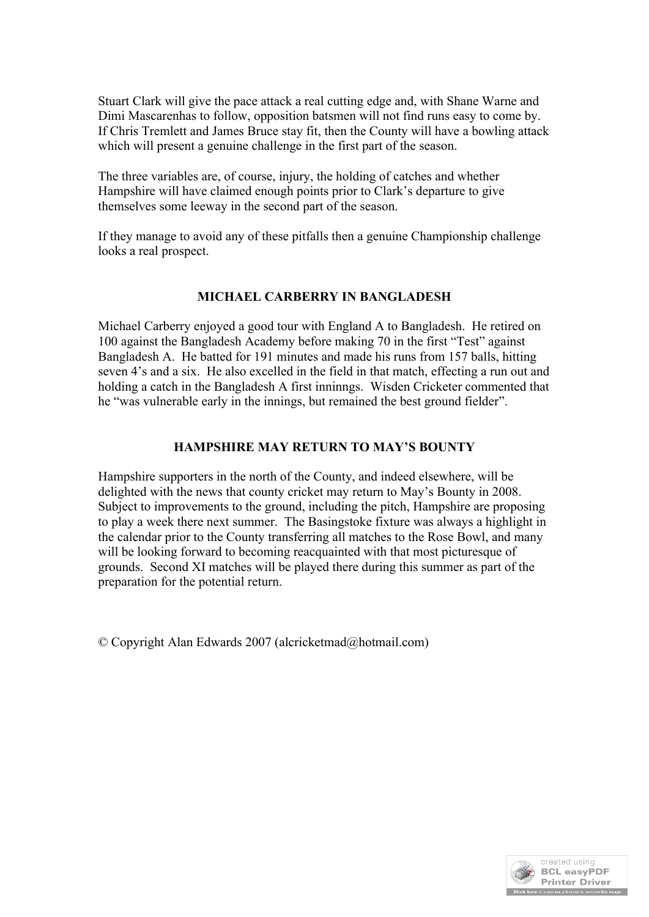Stuart Clark will give the pace attack a real cutting edge and, with Shane Warne and Dimi Mascarenhas to follow, opposition batsmen will not find runs easy to come by. If Chris Tremlett and James Bruce stay fit, then the County will have a bowling attack which will present a genuine challenge in the first part of the season.

The three variables are, of course, injury, the holding of catches and whether Hampshire will have claimed enough points prior to Clark's departure to give themselves some leeway in the second part of the season.

If they manage to avoid any of these pitfalls then a genuine Championship challenge looks a real prospect.

## MICHAEL CARBERRY IN BANGLADESH

Michael Carberry enjoyed a good tour with England A to Bangladesh. He retired on 100 against the Bangladesh Academy before making 70 in the first "Test" against Bangladesh A. He batted for 191 minutes and made his runs from 157 balls, hitting seven 4's and a six. He also excelled in the field in that match, effecting a run out and holding a catch in the Bangladesh A first inninngs. Wisden Cricketer commented that he "was vulnerable early in the innings, but remained the best ground fielder".

## HAMPSHIRE MAY RETURN TO MAY'S BOUNTY

Hampshire supporters in the north of the County, and indeed elsewhere, will be delighted with the news that county cricket may return to May's Bounty in 2008. Subject to improvements to the ground, including the pitch, Hampshire are proposing to play a week there next summer. The Basingstoke fixture was always a highlight in the calendar prior to the County transferring all matches to the Rose Bowl, and many will be looking forward to becoming reacquainted with that most picturesque of grounds. Second XI matches will be played there during this summer as part of the preparation for the potential return.

© Copyright Alan Edwards 2007 (alcricketmad@hotmail.com)